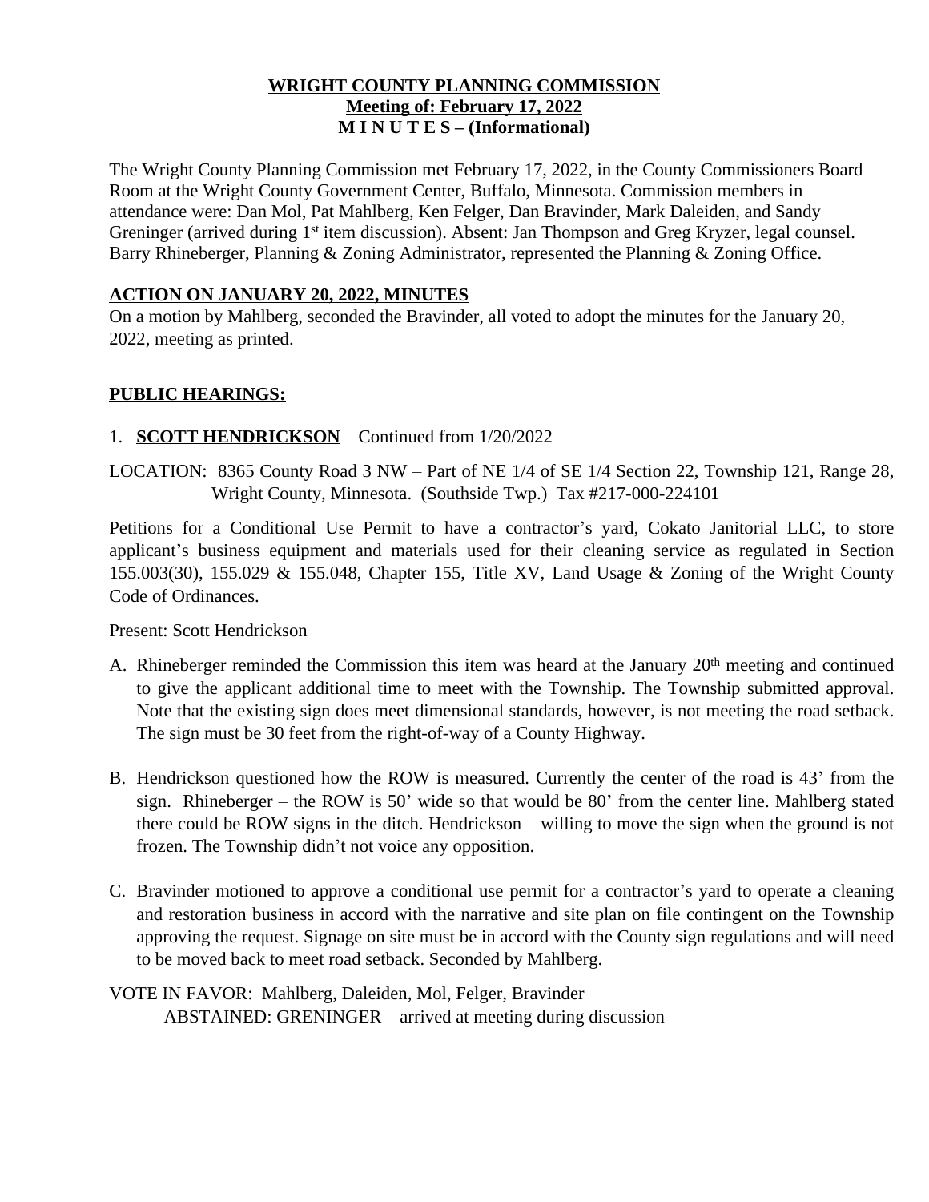**WRIGHT COUNTY PLANNING COMMISSION**
**Meeting of: February 17, 2022**
**M I N U T E S – (Informational)**

The Wright County Planning Commission met February 17, 2022, in the County Commissioners Board Room at the Wright County Government Center, Buffalo, Minnesota. Commission members in attendance were: Dan Mol, Pat Mahlberg, Ken Felger, Dan Bravinder, Mark Daleiden, and Sandy Greninger (arrived during 1st item discussion). Absent: Jan Thompson and Greg Kryzer, legal counsel. Barry Rhineberger, Planning & Zoning Administrator, represented the Planning & Zoning Office.

**ACTION ON JANUARY 20, 2022, MINUTES**

On a motion by Mahlberg, seconded the Bravinder, all voted to adopt the minutes for the January 20, 2022, meeting as printed.

**PUBLIC HEARINGS:**

1. **SCOTT HENDRICKSON** – Continued from 1/20/2022

LOCATION: 8365 County Road 3 NW – Part of NE 1/4 of SE 1/4 Section 22, Township 121, Range 28, Wright County, Minnesota. (Southside Twp.) Tax #217-000-224101

Petitions for a Conditional Use Permit to have a contractor's yard, Cokato Janitorial LLC, to store applicant's business equipment and materials used for their cleaning service as regulated in Section 155.003(30), 155.029 & 155.048, Chapter 155, Title XV, Land Usage & Zoning of the Wright County Code of Ordinances.

Present: Scott Hendrickson

A. Rhineberger reminded the Commission this item was heard at the January 20th meeting and continued to give the applicant additional time to meet with the Township. The Township submitted approval. Note that the existing sign does meet dimensional standards, however, is not meeting the road setback. The sign must be 30 feet from the right-of-way of a County Highway.

B. Hendrickson questioned how the ROW is measured. Currently the center of the road is 43' from the sign. Rhineberger – the ROW is 50' wide so that would be 80' from the center line. Mahlberg stated there could be ROW signs in the ditch. Hendrickson – willing to move the sign when the ground is not frozen. The Township didn't not voice any opposition.

C. Bravinder motioned to approve a conditional use permit for a contractor's yard to operate a cleaning and restoration business in accord with the narrative and site plan on file contingent on the Township approving the request. Signage on site must be in accord with the County sign regulations and will need to be moved back to meet road setback. Seconded by Mahlberg.

VOTE IN FAVOR: Mahlberg, Daleiden, Mol, Felger, Bravinder
ABSTAINED: GRENINGER – arrived at meeting during discussion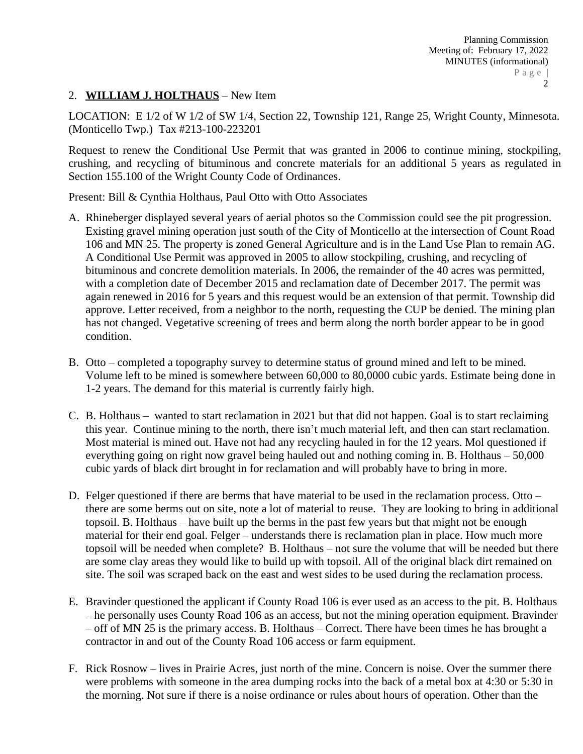2. **WILLIAM J. HOLTHAUS** – New Item

LOCATION: E 1/2 of W 1/2 of SW 1/4, Section 22, Township 121, Range 25, Wright County, Minnesota. (Monticello Twp.) Tax #213-100-223201

Request to renew the Conditional Use Permit that was granted in 2006 to continue mining, stockpiling, crushing, and recycling of bituminous and concrete materials for an additional 5 years as regulated in Section 155.100 of the Wright County Code of Ordinances.

Present: Bill & Cynthia Holthaus, Paul Otto with Otto Associates

A. Rhineberger displayed several years of aerial photos so the Commission could see the pit progression. Existing gravel mining operation just south of the City of Monticello at the intersection of Count Road 106 and MN 25. The property is zoned General Agriculture and is in the Land Use Plan to remain AG. A Conditional Use Permit was approved in 2005 to allow stockpiling, crushing, and recycling of bituminous and concrete demolition materials. In 2006, the remainder of the 40 acres was permitted, with a completion date of December 2015 and reclamation date of December 2017. The permit was again renewed in 2016 for 5 years and this request would be an extension of that permit. Township did approve. Letter received, from a neighbor to the north, requesting the CUP be denied. The mining plan has not changed. Vegetative screening of trees and berm along the north border appear to be in good condition.

B. Otto – completed a topography survey to determine status of ground mined and left to be mined. Volume left to be mined is somewhere between 60,000 to 80,0000 cubic yards. Estimate being done in 1-2 years. The demand for this material is currently fairly high.

C. B. Holthaus – wanted to start reclamation in 2021 but that did not happen. Goal is to start reclaiming this year. Continue mining to the north, there isn't much material left, and then can start reclamation. Most material is mined out. Have not had any recycling hauled in for the 12 years. Mol questioned if everything going on right now gravel being hauled out and nothing coming in. B. Holthaus – 50,000 cubic yards of black dirt brought in for reclamation and will probably have to bring in more.

D. Felger questioned if there are berms that have material to be used in the reclamation process. Otto – there are some berms out on site, note a lot of material to reuse. They are looking to bring in additional topsoil. B. Holthaus – have built up the berms in the past few years but that might not be enough material for their end goal. Felger – understands there is reclamation plan in place. How much more topsoil will be needed when complete? B. Holthaus – not sure the volume that will be needed but there are some clay areas they would like to build up with topsoil. All of the original black dirt remained on site. The soil was scraped back on the east and west sides to be used during the reclamation process.

E. Bravinder questioned the applicant if County Road 106 is ever used as an access to the pit. B. Holthaus – he personally uses County Road 106 as an access, but not the mining operation equipment. Bravinder – off of MN 25 is the primary access. B. Holthaus – Correct. There have been times he has brought a contractor in and out of the County Road 106 access or farm equipment.

F. Rick Rosnow – lives in Prairie Acres, just north of the mine. Concern is noise. Over the summer there were problems with someone in the area dumping rocks into the back of a metal box at 4:30 or 5:30 in the morning. Not sure if there is a noise ordinance or rules about hours of operation. Other than the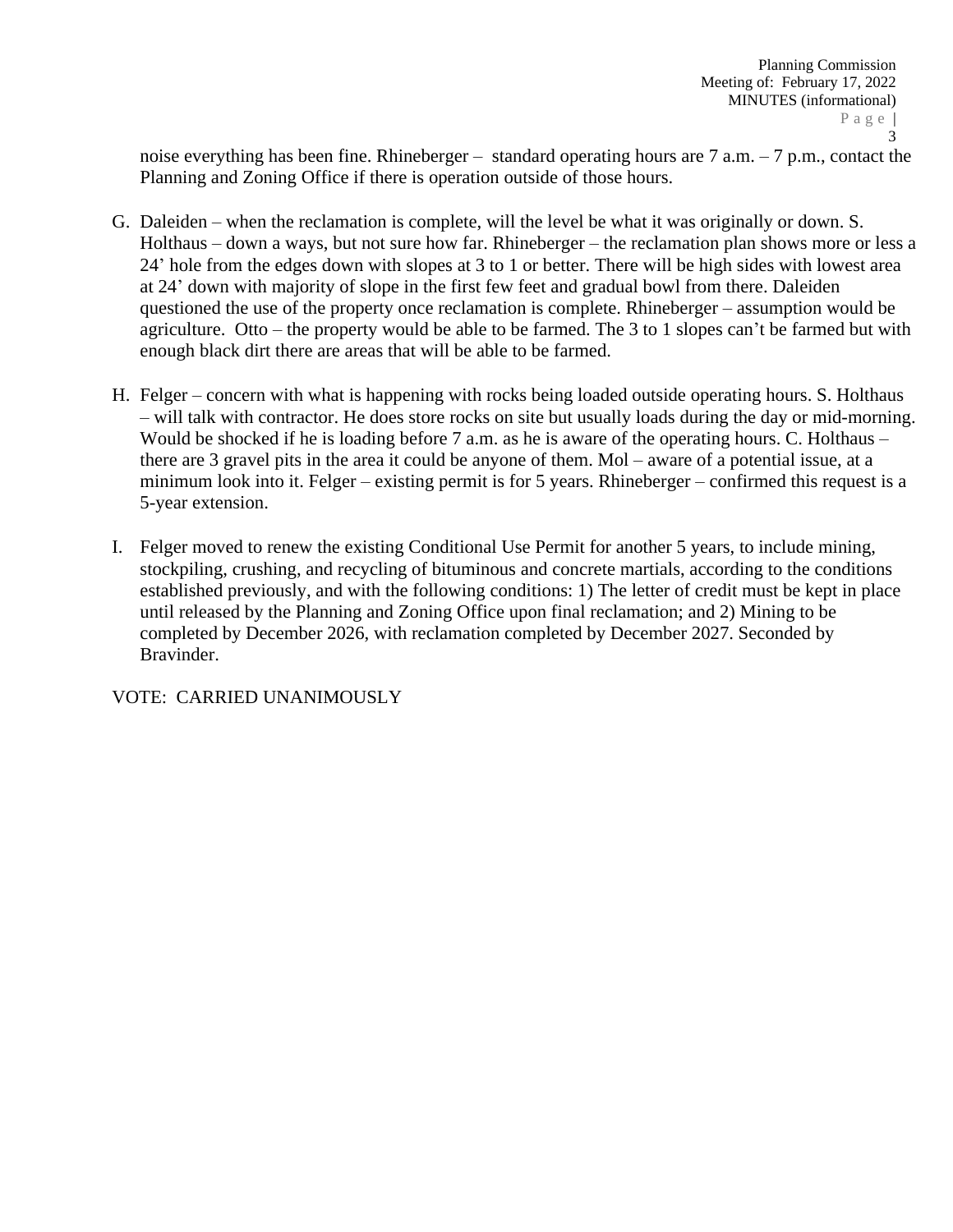noise everything has been fine. Rhineberger – standard operating hours are 7 a.m. – 7 p.m., contact the Planning and Zoning Office if there is operation outside of those hours.

G. Daleiden – when the reclamation is complete, will the level be what it was originally or down. S. Holthaus – down a ways, but not sure how far. Rhineberger – the reclamation plan shows more or less a 24' hole from the edges down with slopes at 3 to 1 or better. There will be high sides with lowest area at 24' down with majority of slope in the first few feet and gradual bowl from there. Daleiden questioned the use of the property once reclamation is complete. Rhineberger – assumption would be agriculture. Otto – the property would be able to be farmed. The 3 to 1 slopes can't be farmed but with enough black dirt there are areas that will be able to be farmed.

H. Felger – concern with what is happening with rocks being loaded outside operating hours. S. Holthaus – will talk with contractor. He does store rocks on site but usually loads during the day or mid-morning. Would be shocked if he is loading before 7 a.m. as he is aware of the operating hours. C. Holthaus – there are 3 gravel pits in the area it could be anyone of them. Mol – aware of a potential issue, at a minimum look into it. Felger – existing permit is for 5 years. Rhineberger – confirmed this request is a 5-year extension.

I. Felger moved to renew the existing Conditional Use Permit for another 5 years, to include mining, stockpiling, crushing, and recycling of bituminous and concrete martials, according to the conditions established previously, and with the following conditions: 1) The letter of credit must be kept in place until released by the Planning and Zoning Office upon final reclamation; and 2) Mining to be completed by December 2026, with reclamation completed by December 2027. Seconded by Bravinder.

VOTE: CARRIED UNANIMOUSLY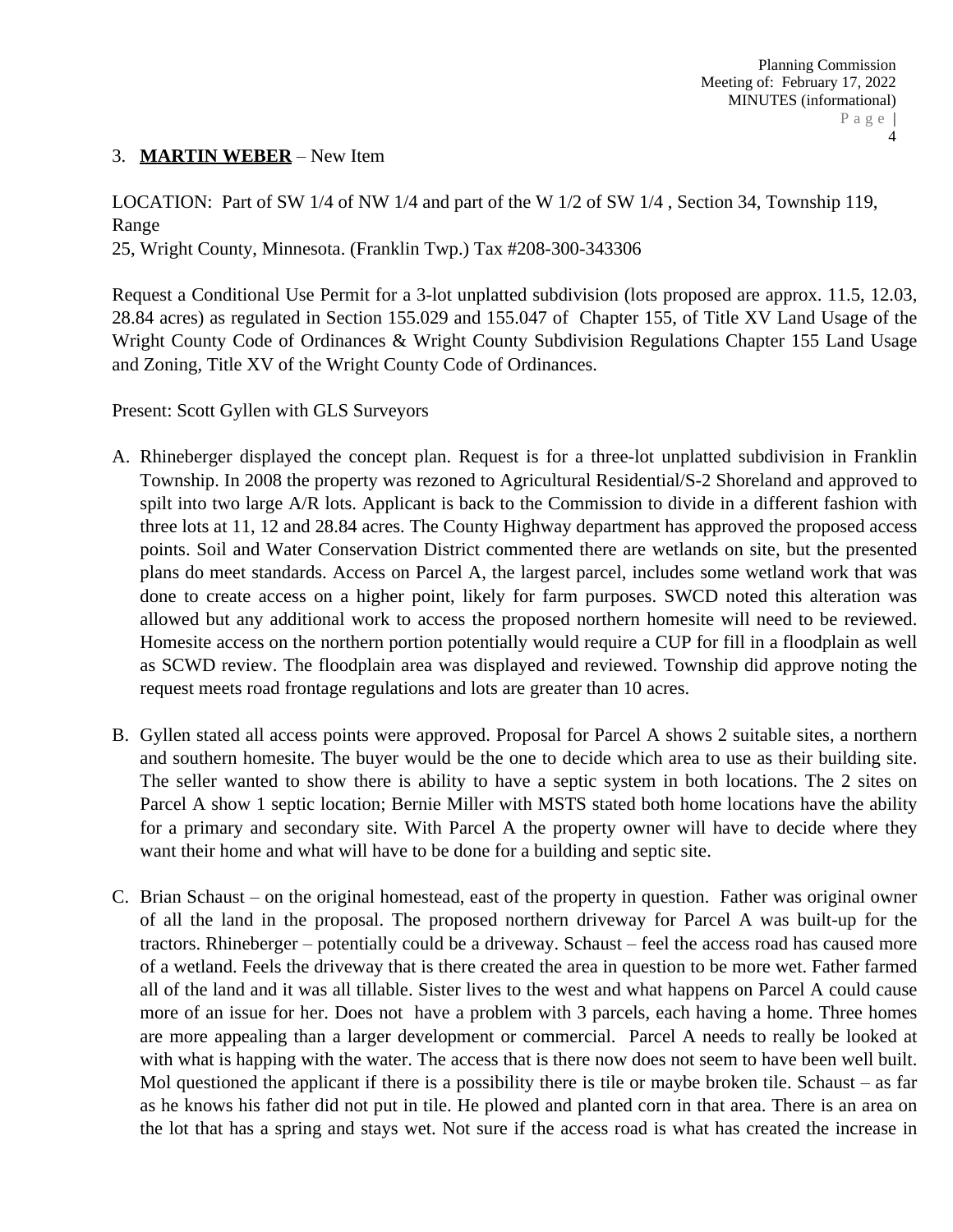3. **MARTIN WEBER** – New Item

LOCATION: Part of SW 1/4 of NW 1/4 and part of the W 1/2 of SW 1/4 , Section 34, Township 119, Range
25, Wright County, Minnesota. (Franklin Twp.) Tax #208-300-343306

Request a Conditional Use Permit for a 3-lot unplatted subdivision (lots proposed are approx. 11.5, 12.03, 28.84 acres) as regulated in Section 155.029 and 155.047 of Chapter 155, of Title XV Land Usage of the Wright County Code of Ordinances & Wright County Subdivision Regulations Chapter 155 Land Usage and Zoning, Title XV of the Wright County Code of Ordinances.

Present: Scott Gyllen with GLS Surveyors

A. Rhineberger displayed the concept plan. Request is for a three-lot unplatted subdivision in Franklin Township. In 2008 the property was rezoned to Agricultural Residential/S-2 Shoreland and approved to spilt into two large A/R lots. Applicant is back to the Commission to divide in a different fashion with three lots at 11, 12 and 28.84 acres. The County Highway department has approved the proposed access points. Soil and Water Conservation District commented there are wetlands on site, but the presented plans do meet standards. Access on Parcel A, the largest parcel, includes some wetland work that was done to create access on a higher point, likely for farm purposes. SWCD noted this alteration was allowed but any additional work to access the proposed northern homesite will need to be reviewed. Homesite access on the northern portion potentially would require a CUP for fill in a floodplain as well as SCWD review. The floodplain area was displayed and reviewed. Township did approve noting the request meets road frontage regulations and lots are greater than 10 acres.

B. Gyllen stated all access points were approved. Proposal for Parcel A shows 2 suitable sites, a northern and southern homesite. The buyer would be the one to decide which area to use as their building site. The seller wanted to show there is ability to have a septic system in both locations. The 2 sites on Parcel A show 1 septic location; Bernie Miller with MSTS stated both home locations have the ability for a primary and secondary site. With Parcel A the property owner will have to decide where they want their home and what will have to be done for a building and septic site.

C. Brian Schaust – on the original homestead, east of the property in question. Father was original owner of all the land in the proposal. The proposed northern driveway for Parcel A was built-up for the tractors. Rhineberger – potentially could be a driveway. Schaust – feel the access road has caused more of a wetland. Feels the driveway that is there created the area in question to be more wet. Father farmed all of the land and it was all tillable. Sister lives to the west and what happens on Parcel A could cause more of an issue for her. Does not have a problem with 3 parcels, each having a home. Three homes are more appealing than a larger development or commercial. Parcel A needs to really be looked at with what is happing with the water. The access that is there now does not seem to have been well built. Mol questioned the applicant if there is a possibility there is tile or maybe broken tile. Schaust – as far as he knows his father did not put in tile. He plowed and planted corn in that area. There is an area on the lot that has a spring and stays wet. Not sure if the access road is what has created the increase in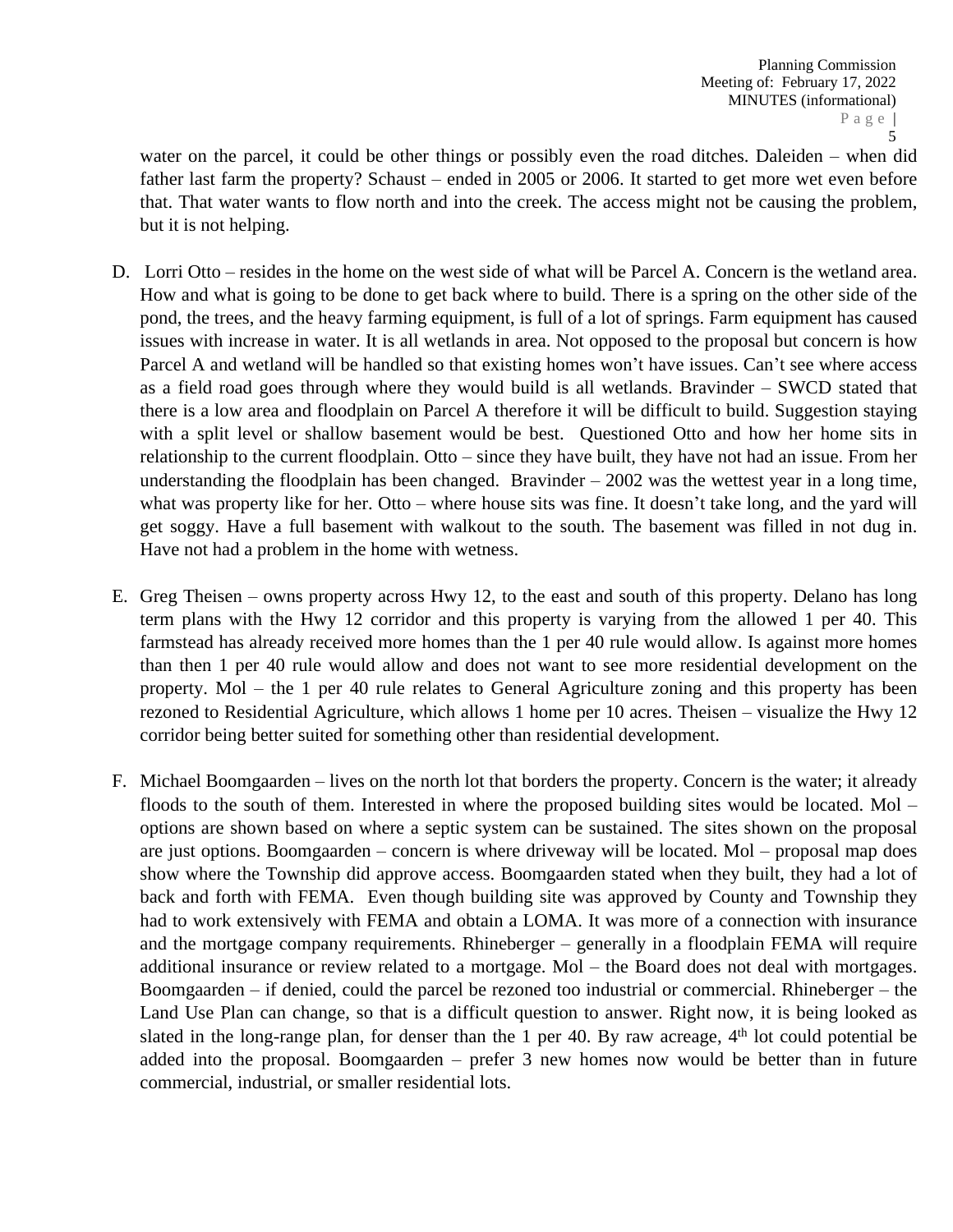water on the parcel, it could be other things or possibly even the road ditches. Daleiden – when did father last farm the property? Schaust – ended in 2005 or 2006. It started to get more wet even before that. That water wants to flow north and into the creek. The access might not be causing the problem, but it is not helping.

D. Lorri Otto – resides in the home on the west side of what will be Parcel A. Concern is the wetland area. How and what is going to be done to get back where to build. There is a spring on the other side of the pond, the trees, and the heavy farming equipment, is full of a lot of springs. Farm equipment has caused issues with increase in water. It is all wetlands in area. Not opposed to the proposal but concern is how Parcel A and wetland will be handled so that existing homes won't have issues. Can't see where access as a field road goes through where they would build is all wetlands. Bravinder – SWCD stated that there is a low area and floodplain on Parcel A therefore it will be difficult to build. Suggestion staying with a split level or shallow basement would be best. Questioned Otto and how her home sits in relationship to the current floodplain. Otto – since they have built, they have not had an issue. From her understanding the floodplain has been changed. Bravinder – 2002 was the wettest year in a long time, what was property like for her. Otto – where house sits was fine. It doesn't take long, and the yard will get soggy. Have a full basement with walkout to the south. The basement was filled in not dug in. Have not had a problem in the home with wetness.

E. Greg Theisen – owns property across Hwy 12, to the east and south of this property. Delano has long term plans with the Hwy 12 corridor and this property is varying from the allowed 1 per 40. This farmstead has already received more homes than the 1 per 40 rule would allow. Is against more homes than then 1 per 40 rule would allow and does not want to see more residential development on the property. Mol – the 1 per 40 rule relates to General Agriculture zoning and this property has been rezoned to Residential Agriculture, which allows 1 home per 10 acres. Theisen – visualize the Hwy 12 corridor being better suited for something other than residential development.

F. Michael Boomgaarden – lives on the north lot that borders the property. Concern is the water; it already floods to the south of them. Interested in where the proposed building sites would be located. Mol – options are shown based on where a septic system can be sustained. The sites shown on the proposal are just options. Boomgaarden – concern is where driveway will be located. Mol – proposal map does show where the Township did approve access. Boomgaarden stated when they built, they had a lot of back and forth with FEMA. Even though building site was approved by County and Township they had to work extensively with FEMA and obtain a LOMA. It was more of a connection with insurance and the mortgage company requirements. Rhineberger – generally in a floodplain FEMA will require additional insurance or review related to a mortgage. Mol – the Board does not deal with mortgages. Boomgaarden – if denied, could the parcel be rezoned too industrial or commercial. Rhineberger – the Land Use Plan can change, so that is a difficult question to answer. Right now, it is being looked as slated in the long-range plan, for denser than the 1 per 40. By raw acreage, 4th lot could potential be added into the proposal. Boomgaarden – prefer 3 new homes now would be better than in future commercial, industrial, or smaller residential lots.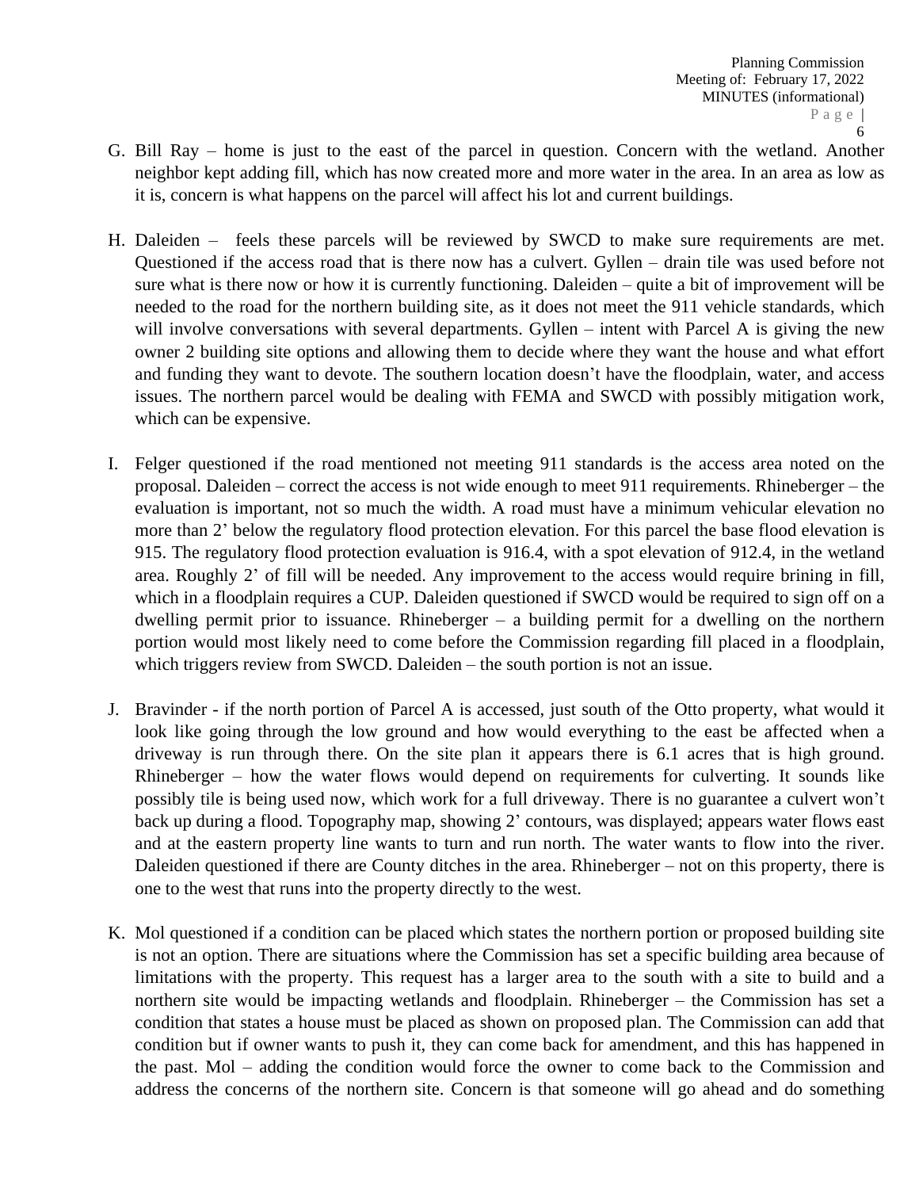G. Bill Ray – home is just to the east of the parcel in question. Concern with the wetland. Another neighbor kept adding fill, which has now created more and more water in the area. In an area as low as it is, concern is what happens on the parcel will affect his lot and current buildings.

H. Daleiden – feels these parcels will be reviewed by SWCD to make sure requirements are met. Questioned if the access road that is there now has a culvert. Gyllen – drain tile was used before not sure what is there now or how it is currently functioning. Daleiden – quite a bit of improvement will be needed to the road for the northern building site, as it does not meet the 911 vehicle standards, which will involve conversations with several departments. Gyllen – intent with Parcel A is giving the new owner 2 building site options and allowing them to decide where they want the house and what effort and funding they want to devote. The southern location doesn't have the floodplain, water, and access issues. The northern parcel would be dealing with FEMA and SWCD with possibly mitigation work, which can be expensive.

I. Felger questioned if the road mentioned not meeting 911 standards is the access area noted on the proposal. Daleiden – correct the access is not wide enough to meet 911 requirements. Rhineberger – the evaluation is important, not so much the width. A road must have a minimum vehicular elevation no more than 2' below the regulatory flood protection elevation. For this parcel the base flood elevation is 915. The regulatory flood protection evaluation is 916.4, with a spot elevation of 912.4, in the wetland area. Roughly 2' of fill will be needed. Any improvement to the access would require brining in fill, which in a floodplain requires a CUP. Daleiden questioned if SWCD would be required to sign off on a dwelling permit prior to issuance. Rhineberger – a building permit for a dwelling on the northern portion would most likely need to come before the Commission regarding fill placed in a floodplain, which triggers review from SWCD. Daleiden – the south portion is not an issue.

J. Bravinder - if the north portion of Parcel A is accessed, just south of the Otto property, what would it look like going through the low ground and how would everything to the east be affected when a driveway is run through there. On the site plan it appears there is 6.1 acres that is high ground. Rhineberger – how the water flows would depend on requirements for culverting. It sounds like possibly tile is being used now, which work for a full driveway. There is no guarantee a culvert won't back up during a flood. Topography map, showing 2' contours, was displayed; appears water flows east and at the eastern property line wants to turn and run north. The water wants to flow into the river. Daleiden questioned if there are County ditches in the area. Rhineberger – not on this property, there is one to the west that runs into the property directly to the west.

K. Mol questioned if a condition can be placed which states the northern portion or proposed building site is not an option. There are situations where the Commission has set a specific building area because of limitations with the property. This request has a larger area to the south with a site to build and a northern site would be impacting wetlands and floodplain. Rhineberger – the Commission has set a condition that states a house must be placed as shown on proposed plan. The Commission can add that condition but if owner wants to push it, they can come back for amendment, and this has happened in the past. Mol – adding the condition would force the owner to come back to the Commission and address the concerns of the northern site. Concern is that someone will go ahead and do something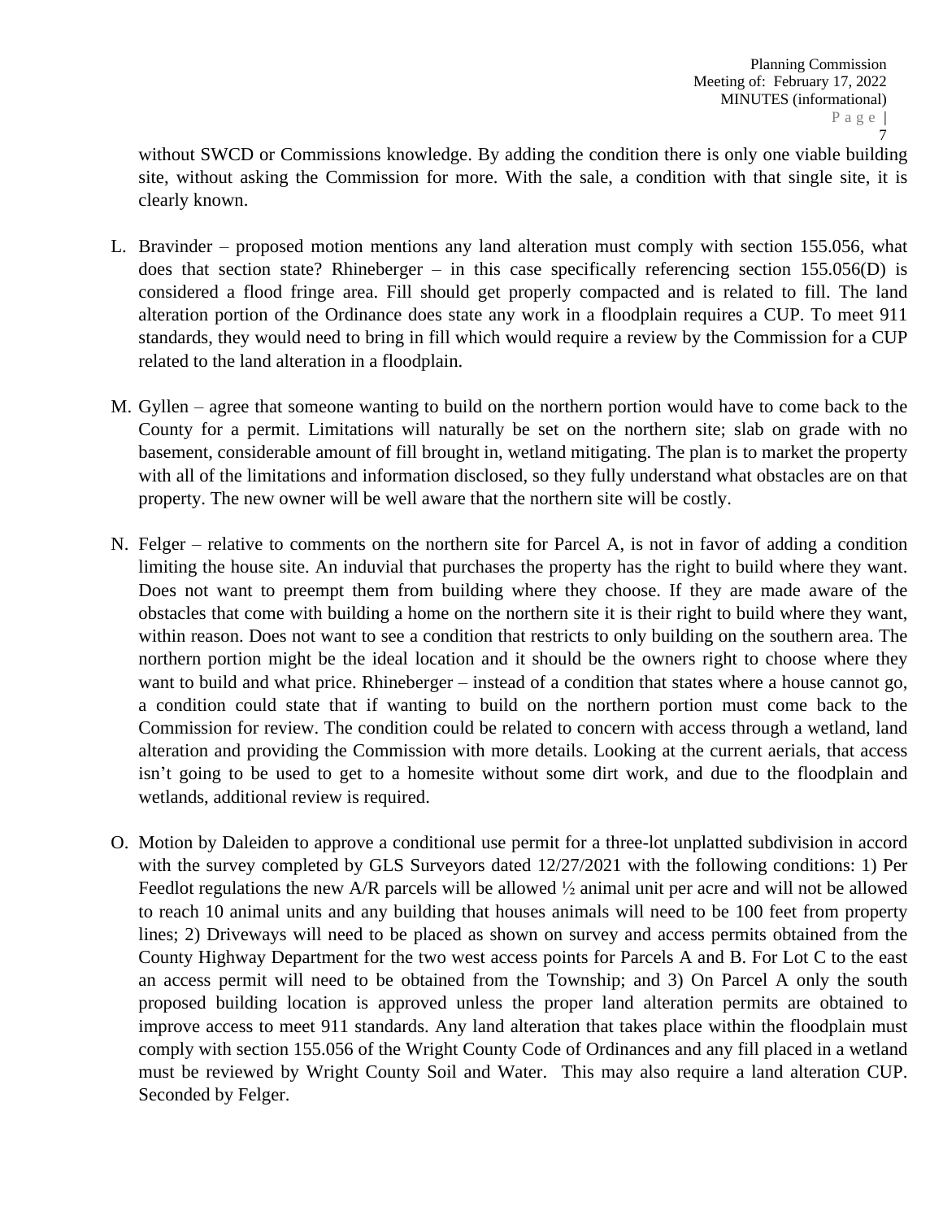without SWCD or Commissions knowledge. By adding the condition there is only one viable building site, without asking the Commission for more. With the sale, a condition with that single site, it is clearly known.

L. Bravinder – proposed motion mentions any land alteration must comply with section 155.056, what does that section state? Rhineberger – in this case specifically referencing section 155.056(D) is considered a flood fringe area. Fill should get properly compacted and is related to fill. The land alteration portion of the Ordinance does state any work in a floodplain requires a CUP. To meet 911 standards, they would need to bring in fill which would require a review by the Commission for a CUP related to the land alteration in a floodplain.

M. Gyllen – agree that someone wanting to build on the northern portion would have to come back to the County for a permit. Limitations will naturally be set on the northern site; slab on grade with no basement, considerable amount of fill brought in, wetland mitigating. The plan is to market the property with all of the limitations and information disclosed, so they fully understand what obstacles are on that property. The new owner will be well aware that the northern site will be costly.

N. Felger – relative to comments on the northern site for Parcel A, is not in favor of adding a condition limiting the house site. An induvial that purchases the property has the right to build where they want. Does not want to preempt them from building where they choose. If they are made aware of the obstacles that come with building a home on the northern site it is their right to build where they want, within reason. Does not want to see a condition that restricts to only building on the southern area. The northern portion might be the ideal location and it should be the owners right to choose where they want to build and what price. Rhineberger – instead of a condition that states where a house cannot go, a condition could state that if wanting to build on the northern portion must come back to the Commission for review. The condition could be related to concern with access through a wetland, land alteration and providing the Commission with more details. Looking at the current aerials, that access isn't going to be used to get to a homesite without some dirt work, and due to the floodplain and wetlands, additional review is required.

O. Motion by Daleiden to approve a conditional use permit for a three-lot unplatted subdivision in accord with the survey completed by GLS Surveyors dated 12/27/2021 with the following conditions: 1) Per Feedlot regulations the new A/R parcels will be allowed ½ animal unit per acre and will not be allowed to reach 10 animal units and any building that houses animals will need to be 100 feet from property lines; 2) Driveways will need to be placed as shown on survey and access permits obtained from the County Highway Department for the two west access points for Parcels A and B. For Lot C to the east an access permit will need to be obtained from the Township; and 3) On Parcel A only the south proposed building location is approved unless the proper land alteration permits are obtained to improve access to meet 911 standards. Any land alteration that takes place within the floodplain must comply with section 155.056 of the Wright County Code of Ordinances and any fill placed in a wetland must be reviewed by Wright County Soil and Water. This may also require a land alteration CUP. Seconded by Felger.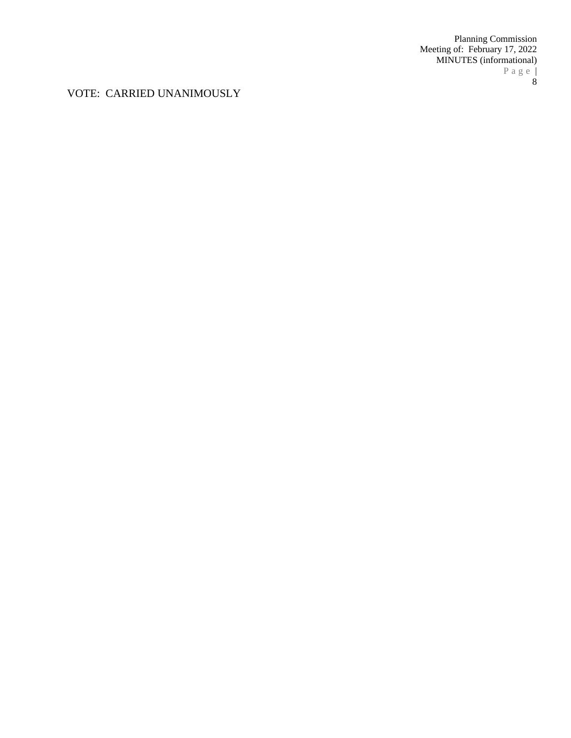VOTE: CARRIED UNANIMOUSLY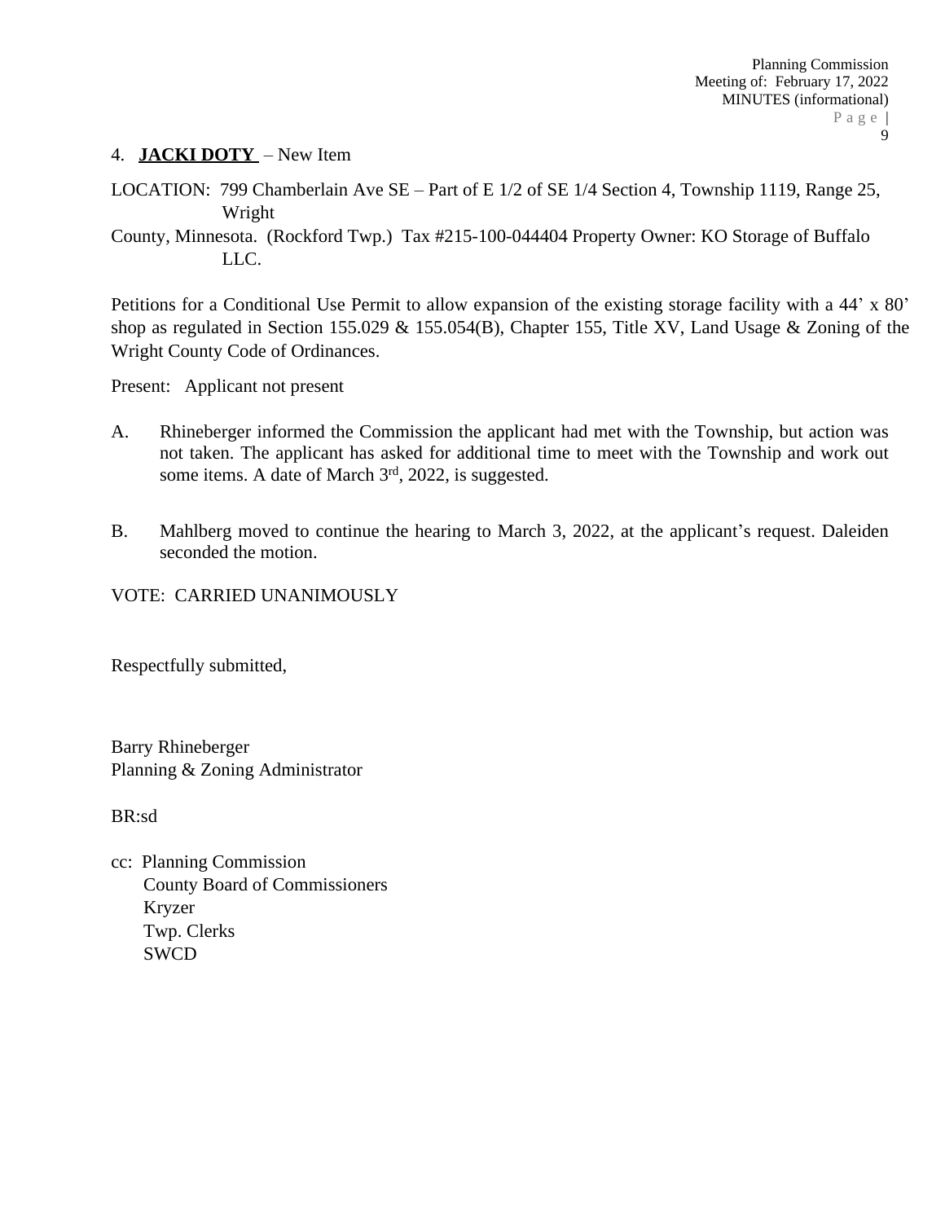4. **JACKI DOTY** – New Item

LOCATION: 799 Chamberlain Ave SE – Part of E 1/2 of SE 1/4 Section 4, Township 1119, Range 25, Wright County, Minnesota. (Rockford Twp.) Tax #215-100-044404 Property Owner: KO Storage of Buffalo LLC.

Petitions for a Conditional Use Permit to allow expansion of the existing storage facility with a 44' x 80' shop as regulated in Section 155.029 & 155.054(B), Chapter 155, Title XV, Land Usage & Zoning of the Wright County Code of Ordinances.

Present: Applicant not present

A. Rhineberger informed the Commission the applicant had met with the Township, but action was not taken. The applicant has asked for additional time to meet with the Township and work out some items. A date of March 3rd, 2022, is suggested.

B. Mahlberg moved to continue the hearing to March 3, 2022, at the applicant's request. Daleiden seconded the motion.

VOTE: CARRIED UNANIMOUSLY

Respectfully submitted,

Barry Rhineberger
Planning & Zoning Administrator

BR:sd

cc: Planning Commission
County Board of Commissioners
Kryzer
Twp. Clerks
SWCD